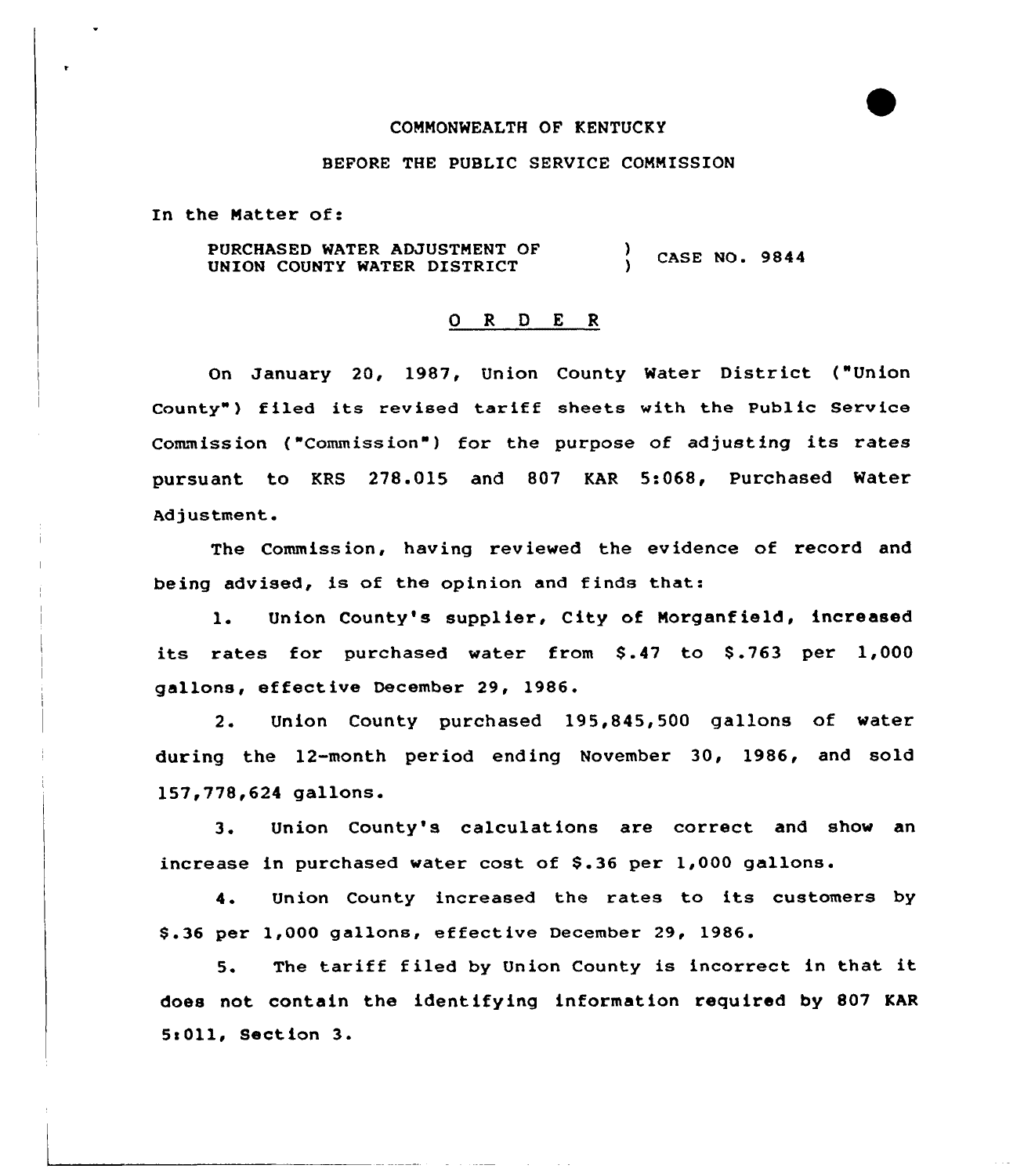COMMONWEALTH OF KENTUCKY

BEFORE THE PUBLIC SERVICE COMMISSION

In the Matter of:

PURCHASED WATER ADJUSTMENT OF UNION COUNTY WATER DISTRICT ) CASE NO. 9844

# O R D E R

On January 20, 1987, Union County Water District ("Union County") filed its revised tariff sheets with the Public Service Commission ("Commission") for the purpose of adjusting its rates pursuant to KRS 278.015 and 807 KAR 5:068, Purchased Water Adjustment.

The Commission, having reviewed the evidence of record and being advised, is of the opinion and finds that:

1. Union County's supplier, City of Morganfield, increased its rates for purchased water from $.47 to $.763 per 1,000 gallons, effective December 29, 1986.

2. Union County purchased 195,845,500 gallons of water during the 12-month period ending November 30, 1986, and sold 157,778,624 gallons.

3. Union County's calculations are correct and show an increase in purchased water cost of $.36 per 1,000 gallons.

4. Union County increased the rates to its customers by $.36 per 1,000 gallons, effective December 29, 1986.

5. The tariff filed by Union County is incorrect in that it does not contain the identifying information required by 807 KAR 5:011, Section 3.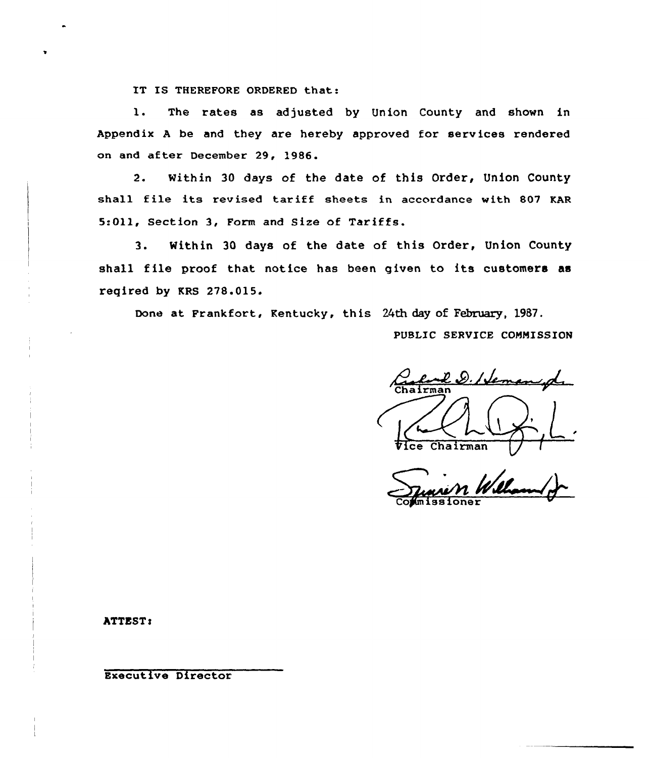IT IS THEREFORE ORDERED that:

1. The rates as adjusted by Union County and shown in Appendix A be and they are hereby approved for services rendered on and after December 29, 1986.

2. Within 30 days of the date of this Order, Union County shall file its revised tariff sheets in accordance with 807 KAR 5:011, Section 3, Form and Size of Tariffs.

3. Within 30 days of the date of this Order, Union County shall file proof that notice has been given to its customers as reqired by KRS 278.015.

Done at Frankfort, Kentucky, this 24th day of February, 1987.

PUBLIC SERVICE COMMISSION

Chairman

Vice Chairman

Commissioner

ATTEST:

Executive Director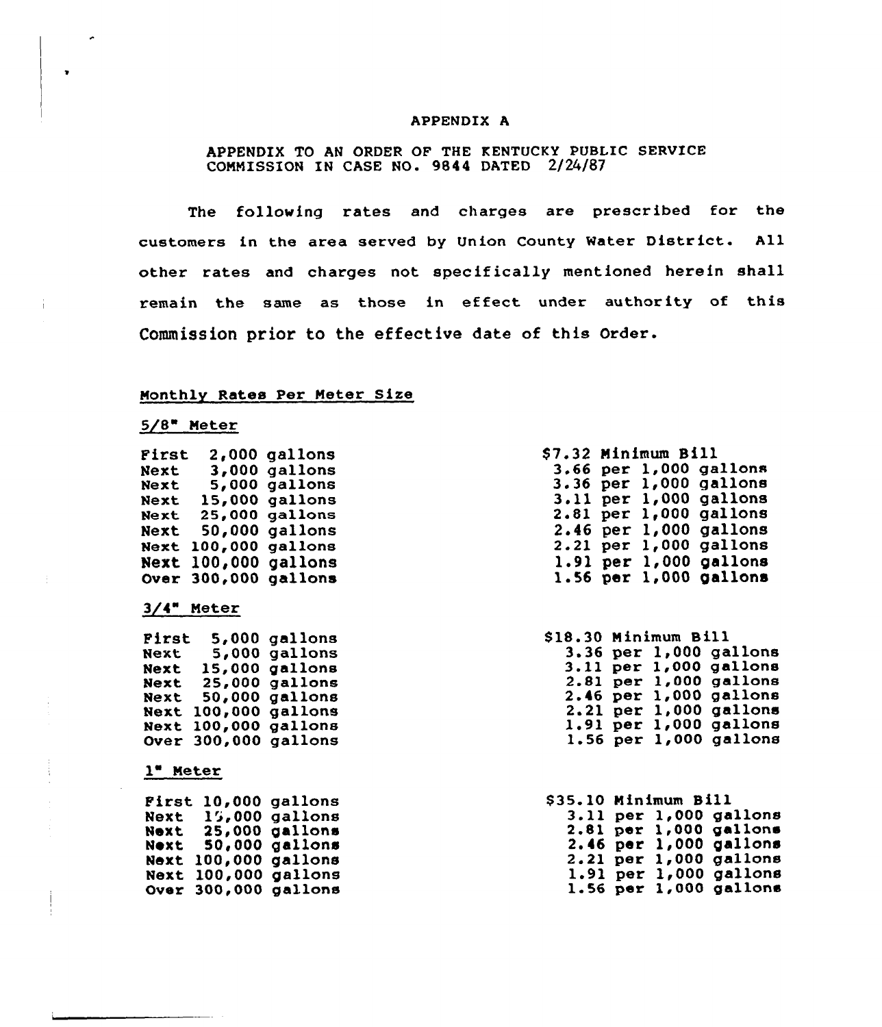APPENDIX A

APPENDIX TO AN ORDER OF THE KENTUCKY PUBLIC SERVICE COMMISSION IN CASE NO. 9844 DATED 2/24/87

The following rates and charges are prescribed for the customers in the area served by Union County Water District. All other rates and charges not specifically mentioned herein shall remain the same as those in effect under authority of this Commission prior to the effective date of this Order.

Monthly Rates Per Meter Size

5/8" Meter

| | |
|---|---|
| First 2,000 gallons | $7.32 Minimum Bill |
| Next 3,000 gallons | 3.66 per 1,000 gallons |
| Next 5,000 gallons | 3.36 per 1,000 gallons |
| Next 15,000 gallons | 3.11 per 1,000 gallons |
| Next 25,000 gallons | 2.81 per 1,000 gallons |
| Next 50,000 gallons | 2.46 per 1,000 gallons |
| Next 100,000 gallons | 2.21 per 1,000 gallons |
| Next 100,000 gallons | 1.91 per 1,000 gallons |
| Over 300,000 gallons | 1.56 per 1,000 gallons |

3/4" Meter

| | |
|---|---|
| First 5,000 gallons | $18.30 Minimum Bill |
| Next 5,000 gallons | 3.36 per 1,000 gallons |
| Next 15,000 gallons | 3.11 per 1,000 gallons |
| Next 25,000 gallons | 2.81 per 1,000 gallons |
| Next 50,000 gallons | 2.46 per 1,000 gallons |
| Next 100,000 gallons | 2.21 per 1,000 gallons |
| Next 100,000 gallons | 1.91 per 1,000 gallons |
| Over 300,000 gallons | 1.56 per 1,000 gallons |

1" Meter

| | |
|---|---|
| First 10,000 gallons | $35.10 Minimum Bill |
| Next 15,000 gallons | 3.11 per 1,000 gallons |
| Next 25,000 gallons | 2.81 per 1,000 gallons |
| Next 50,000 gallons | 2.46 per 1,000 gallons |
| Next 100,000 gallons | 2.21 per 1,000 gallons |
| Next 100,000 gallons | 1.91 per 1,000 gallons |
| Over 300,000 gallons | 1.56 per 1,000 gallons |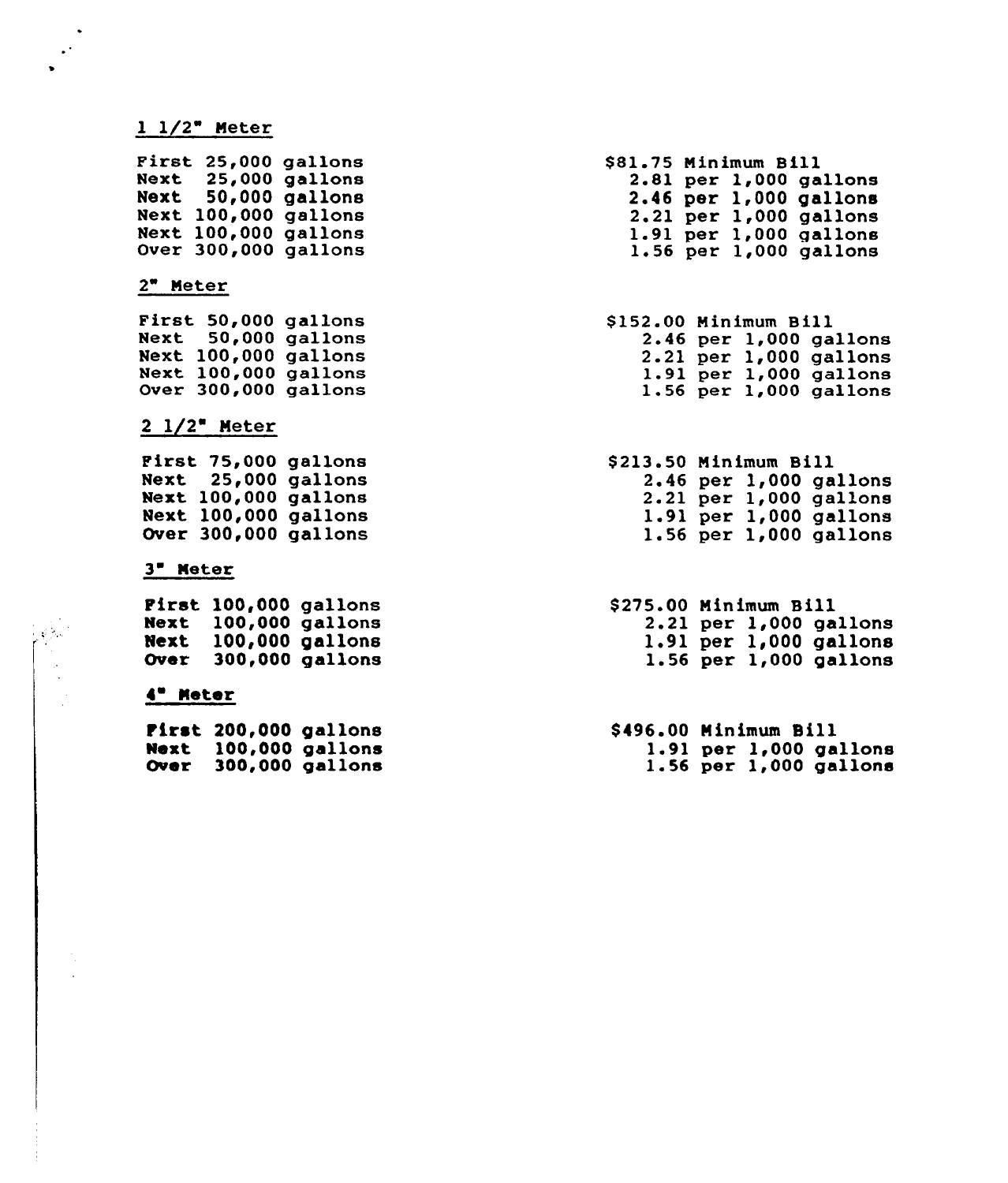1 1/2" Meter

| | |
|---|---|
| First 25,000 gallons | $81.75 Minimum Bill |
| Next 25,000 gallons | 2.81 per 1,000 gallons |
| Next 50,000 gallons | 2.46 per 1,000 gallons |
| Next 100,000 gallons | 2.21 per 1,000 gallons |
| Next 100,000 gallons | 1.91 per 1,000 gallons |
| Over 300,000 gallons | 1.56 per 1,000 gallons |

2" Meter

| | |
|---|---|
| First 50,000 gallons | $152.00 Minimum Bill |
| Next 50,000 gallons | 2.46 per 1,000 gallons |
| Next 100,000 gallons | 2.21 per 1,000 gallons |
| Next 100,000 gallons | 1.91 per 1,000 gallons |
| Over 300,000 gallons | 1.56 per 1,000 gallons |

2 1/2" Meter

| | |
|---|---|
| First 75,000 gallons | $213.50 Minimum Bill |
| Next 25,000 gallons | 2.46 per 1,000 gallons |
| Next 100,000 gallons | 2.21 per 1,000 gallons |
| Next 100,000 gallons | 1.91 per 1,000 gallons |
| Over 300,000 gallons | 1.56 per 1,000 gallons |

3" Meter

| | |
|---|---|
| First 100,000 gallons | $275.00 Minimum Bill |
| Next 100,000 gallons | 2.21 per 1,000 gallons |
| Next 100,000 gallons | 1.91 per 1,000 gallons |
| Over 300,000 gallons | 1.56 per 1,000 gallons |

4" Meter

| | |
|---|---|
| First 200,000 gallons | $496.00 Minimum Bill |
| Next 100,000 gallons | 1.91 per 1,000 gallons |
| Over 300,000 gallons | 1.56 per 1,000 gallons |